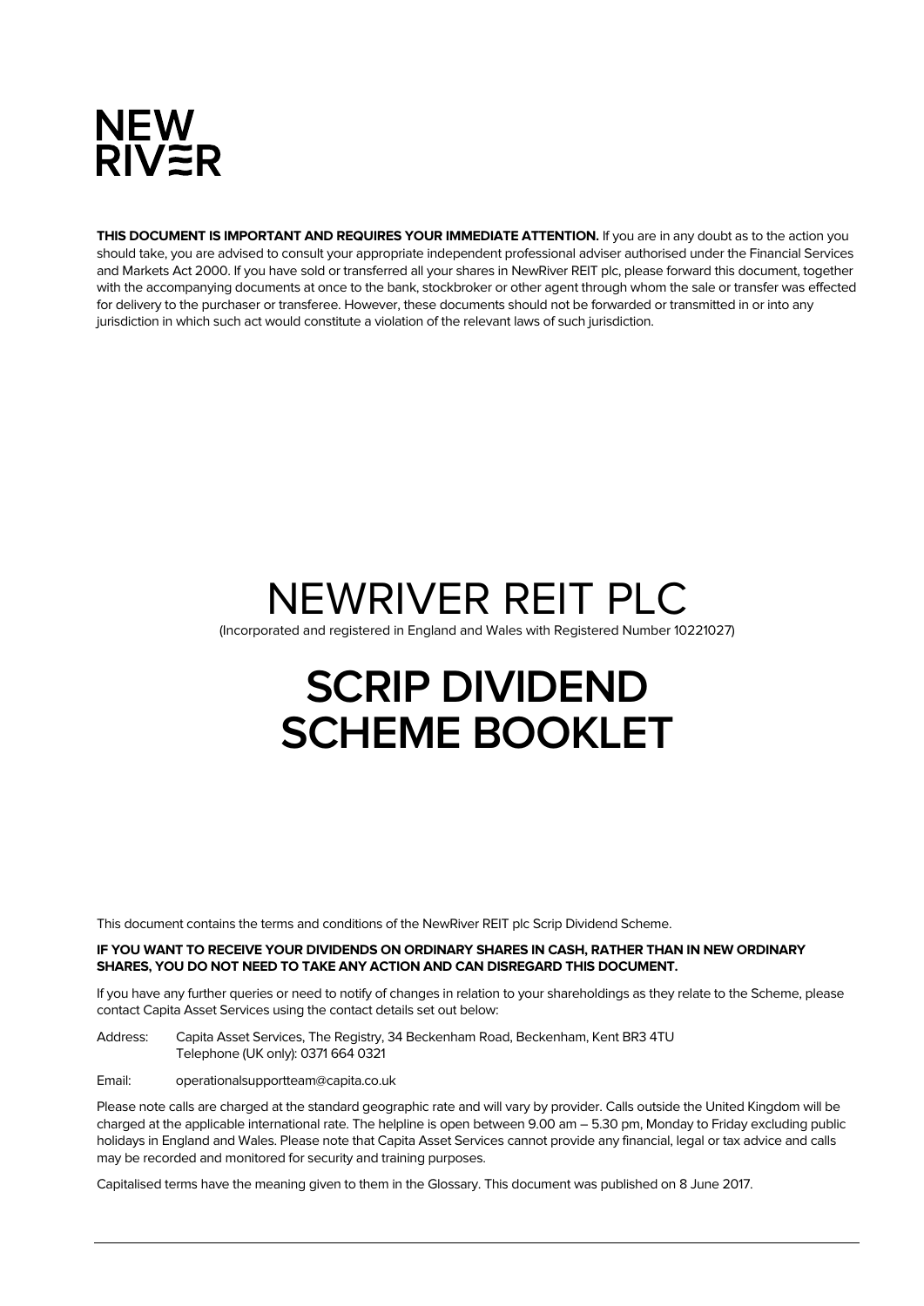NEW RIVER

**THIS DOCUMENT IS IMPORTANT AND REQUIRES YOUR IMMEDIATE ATTENTION.** If you are in any doubt as to the action you should take, you are advised to consult your appropriate independent professional adviser authorised under the Financial Services and Markets Act 2000. If you have sold or transferred all your shares in NewRiver REIT plc, please forward this document, together with the accompanying documents at once to the bank, stockbroker or other agent through whom the sale or transfer was effected for delivery to the purchaser or transferee. However, these documents should not be forwarded or transmitted in or into any jurisdiction in which such act would constitute a violation of the relevant laws of such jurisdiction.

# NEWRIVER REIT PLC

(Incorporated and registered in England and Wales with Registered Number 10221027)

# SCRIP DIVIDEND SCHEME BOOKLET

This document contains the terms and conditions of the NewRiver REIT plc Scrip Dividend Scheme.

**IF YOU WANT TO RECEIVE YOUR DIVIDENDS ON ORDINARY SHARES IN CASH, RATHER THAN IN NEW ORDINARY SHARES, YOU DO NOT NEED TO TAKE ANY ACTION AND CAN DISREGARD THIS DOCUMENT.**

If you have any further queries or need to notify of changes in relation to your shareholdings as they relate to the Scheme, please contact Capita Asset Services using the contact details set out below:

Address: Capita Asset Services, The Registry, 34 Beckenham Road, Beckenham, Kent BR3 4TU
Telephone (UK only): 0371 664 0321

Email: operationalsupportteam@capita.co.uk

Please note calls are charged at the standard geographic rate and will vary by provider. Calls outside the United Kingdom will be charged at the applicable international rate. The helpline is open between 9.00 am – 5.30 pm, Monday to Friday excluding public holidays in England and Wales. Please note that Capita Asset Services cannot provide any financial, legal or tax advice and calls may be recorded and monitored for security and training purposes.

Capitalised terms have the meaning given to them in the Glossary. This document was published on 8 June 2017.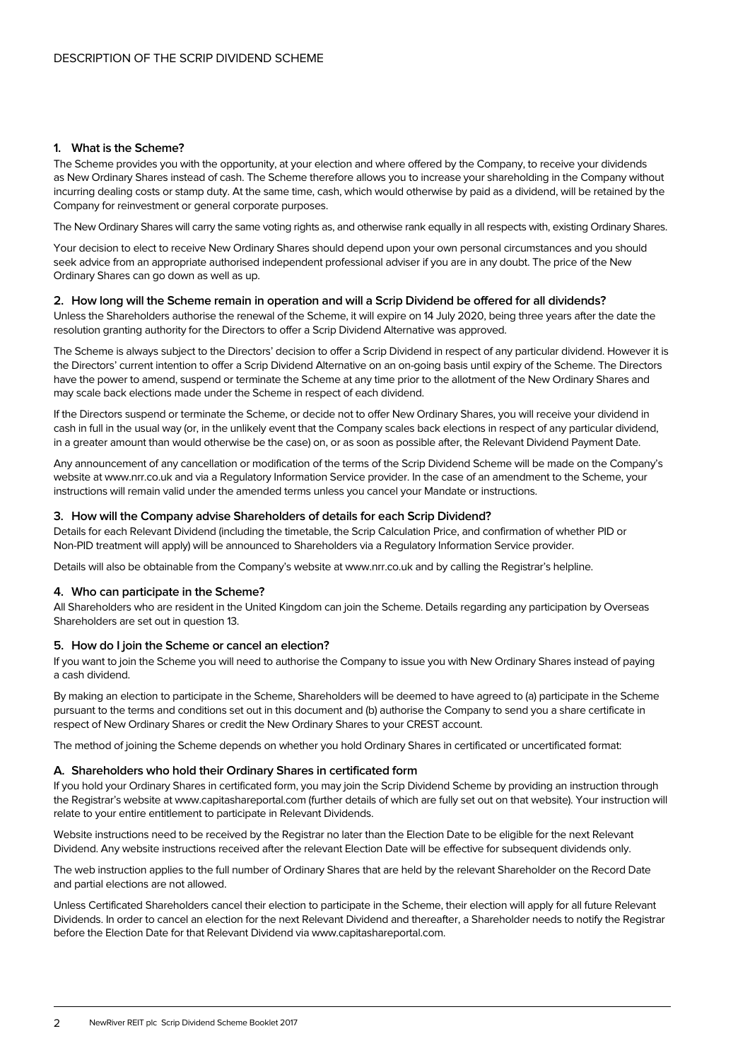DESCRIPTION OF THE SCRIP DIVIDEND SCHEME

## 1. What is the Scheme?

The Scheme provides you with the opportunity, at your election and where offered by the Company, to receive your dividends as New Ordinary Shares instead of cash. The Scheme therefore allows you to increase your shareholding in the Company without incurring dealing costs or stamp duty. At the same time, cash, which would otherwise by paid as a dividend, will be retained by the Company for reinvestment or general corporate purposes.

The New Ordinary Shares will carry the same voting rights as, and otherwise rank equally in all respects with, existing Ordinary Shares.

Your decision to elect to receive New Ordinary Shares should depend upon your own personal circumstances and you should seek advice from an appropriate authorised independent professional adviser if you are in any doubt. The price of the New Ordinary Shares can go down as well as up.

## 2. How long will the Scheme remain in operation and will a Scrip Dividend be offered for all dividends?

Unless the Shareholders authorise the renewal of the Scheme, it will expire on 14 July 2020, being three years after the date the resolution granting authority for the Directors to offer a Scrip Dividend Alternative was approved.

The Scheme is always subject to the Directors' decision to offer a Scrip Dividend in respect of any particular dividend. However it is the Directors' current intention to offer a Scrip Dividend Alternative on an on-going basis until expiry of the Scheme. The Directors have the power to amend, suspend or terminate the Scheme at any time prior to the allotment of the New Ordinary Shares and may scale back elections made under the Scheme in respect of each dividend.

If the Directors suspend or terminate the Scheme, or decide not to offer New Ordinary Shares, you will receive your dividend in cash in full in the usual way (or, in the unlikely event that the Company scales back elections in respect of any particular dividend, in a greater amount than would otherwise be the case) on, or as soon as possible after, the Relevant Dividend Payment Date.

Any announcement of any cancellation or modification of the terms of the Scrip Dividend Scheme will be made on the Company's website at www.nrr.co.uk and via a Regulatory Information Service provider. In the case of an amendment to the Scheme, your instructions will remain valid under the amended terms unless you cancel your Mandate or instructions.

## 3. How will the Company advise Shareholders of details for each Scrip Dividend?

Details for each Relevant Dividend (including the timetable, the Scrip Calculation Price, and confirmation of whether PID or Non-PID treatment will apply) will be announced to Shareholders via a Regulatory Information Service provider.

Details will also be obtainable from the Company's website at www.nrr.co.uk and by calling the Registrar's helpline.

## 4. Who can participate in the Scheme?

All Shareholders who are resident in the United Kingdom can join the Scheme. Details regarding any participation by Overseas Shareholders are set out in question 13.

## 5. How do I join the Scheme or cancel an election?

If you want to join the Scheme you will need to authorise the Company to issue you with New Ordinary Shares instead of paying a cash dividend.

By making an election to participate in the Scheme, Shareholders will be deemed to have agreed to (a) participate in the Scheme pursuant to the terms and conditions set out in this document and (b) authorise the Company to send you a share certificate in respect of New Ordinary Shares or credit the New Ordinary Shares to your CREST account.

The method of joining the Scheme depends on whether you hold Ordinary Shares in certificated or uncertificated format:

### A. Shareholders who hold their Ordinary Shares in certificated form

If you hold your Ordinary Shares in certificated form, you may join the Scrip Dividend Scheme by providing an instruction through the Registrar's website at www.capitashareportal.com (further details of which are fully set out on that website). Your instruction will relate to your entire entitlement to participate in Relevant Dividends.

Website instructions need to be received by the Registrar no later than the Election Date to be eligible for the next Relevant Dividend. Any website instructions received after the relevant Election Date will be effective for subsequent dividends only.

The web instruction applies to the full number of Ordinary Shares that are held by the relevant Shareholder on the Record Date and partial elections are not allowed.

Unless Certificated Shareholders cancel their election to participate in the Scheme, their election will apply for all future Relevant Dividends. In order to cancel an election for the next Relevant Dividend and thereafter, a Shareholder needs to notify the Registrar before the Election Date for that Relevant Dividend via www.capitashareportal.com.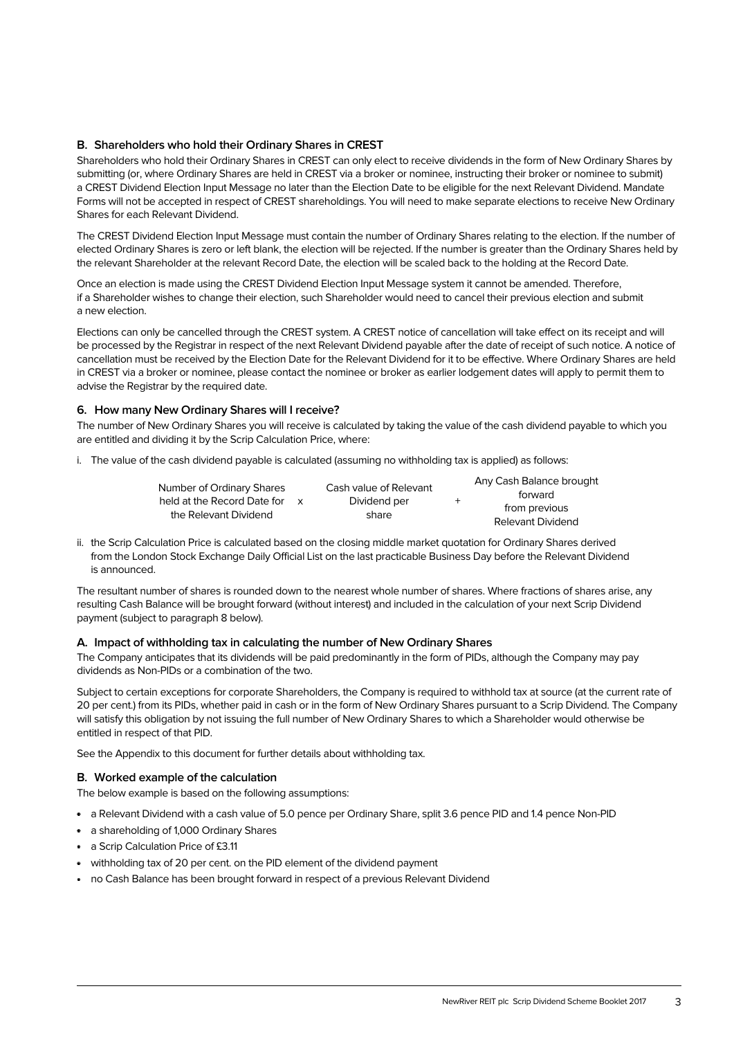### B. Shareholders who hold their Ordinary Shares in CREST

Shareholders who hold their Ordinary Shares in CREST can only elect to receive dividends in the form of New Ordinary Shares by submitting (or, where Ordinary Shares are held in CREST via a broker or nominee, instructing their broker or nominee to submit) a CREST Dividend Election Input Message no later than the Election Date to be eligible for the next Relevant Dividend. Mandate Forms will not be accepted in respect of CREST shareholdings. You will need to make separate elections to receive New Ordinary Shares for each Relevant Dividend.

The CREST Dividend Election Input Message must contain the number of Ordinary Shares relating to the election. If the number of elected Ordinary Shares is zero or left blank, the election will be rejected. If the number is greater than the Ordinary Shares held by the relevant Shareholder at the relevant Record Date, the election will be scaled back to the holding at the Record Date.

Once an election is made using the CREST Dividend Election Input Message system it cannot be amended. Therefore, if a Shareholder wishes to change their election, such Shareholder would need to cancel their previous election and submit a new election.

Elections can only be cancelled through the CREST system. A CREST notice of cancellation will take effect on its receipt and will be processed by the Registrar in respect of the next Relevant Dividend payable after the date of receipt of such notice. A notice of cancellation must be received by the Election Date for the Relevant Dividend for it to be effective. Where Ordinary Shares are held in CREST via a broker or nominee, please contact the nominee or broker as earlier lodgement dates will apply to permit them to advise the Registrar by the required date.

### 6. How many New Ordinary Shares will I receive?

The number of New Ordinary Shares you will receive is calculated by taking the value of the cash dividend payable to which you are entitled and dividing it by the Scrip Calculation Price, where:

i. The value of the cash dividend payable is calculated (assuming no withholding tax is applied) as follows:

| Number of Ordinary Shares held at the Record Date for the Relevant Dividend | x | Cash value of Relevant Dividend per share | + | Any Cash Balance brought forward from previous Relevant Dividend |
|---|---|---|---|---|

ii. the Scrip Calculation Price is calculated based on the closing middle market quotation for Ordinary Shares derived from the London Stock Exchange Daily Official List on the last practicable Business Day before the Relevant Dividend is announced.

The resultant number of shares is rounded down to the nearest whole number of shares. Where fractions of shares arise, any resulting Cash Balance will be brought forward (without interest) and included in the calculation of your next Scrip Dividend payment (subject to paragraph 8 below).

### A. Impact of withholding tax in calculating the number of New Ordinary Shares

The Company anticipates that its dividends will be paid predominantly in the form of PIDs, although the Company may pay dividends as Non-PIDs or a combination of the two.

Subject to certain exceptions for corporate Shareholders, the Company is required to withhold tax at source (at the current rate of 20 per cent.) from its PIDs, whether paid in cash or in the form of New Ordinary Shares pursuant to a Scrip Dividend. The Company will satisfy this obligation by not issuing the full number of New Ordinary Shares to which a Shareholder would otherwise be entitled in respect of that PID.

See the Appendix to this document for further details about withholding tax.

### B. Worked example of the calculation

The below example is based on the following assumptions:

- a Relevant Dividend with a cash value of 5.0 pence per Ordinary Share, split 3.6 pence PID and 1.4 pence Non-PID
- a shareholding of 1,000 Ordinary Shares
- a Scrip Calculation Price of £3.11
- withholding tax of 20 per cent. on the PID element of the dividend payment
- no Cash Balance has been brought forward in respect of a previous Relevant Dividend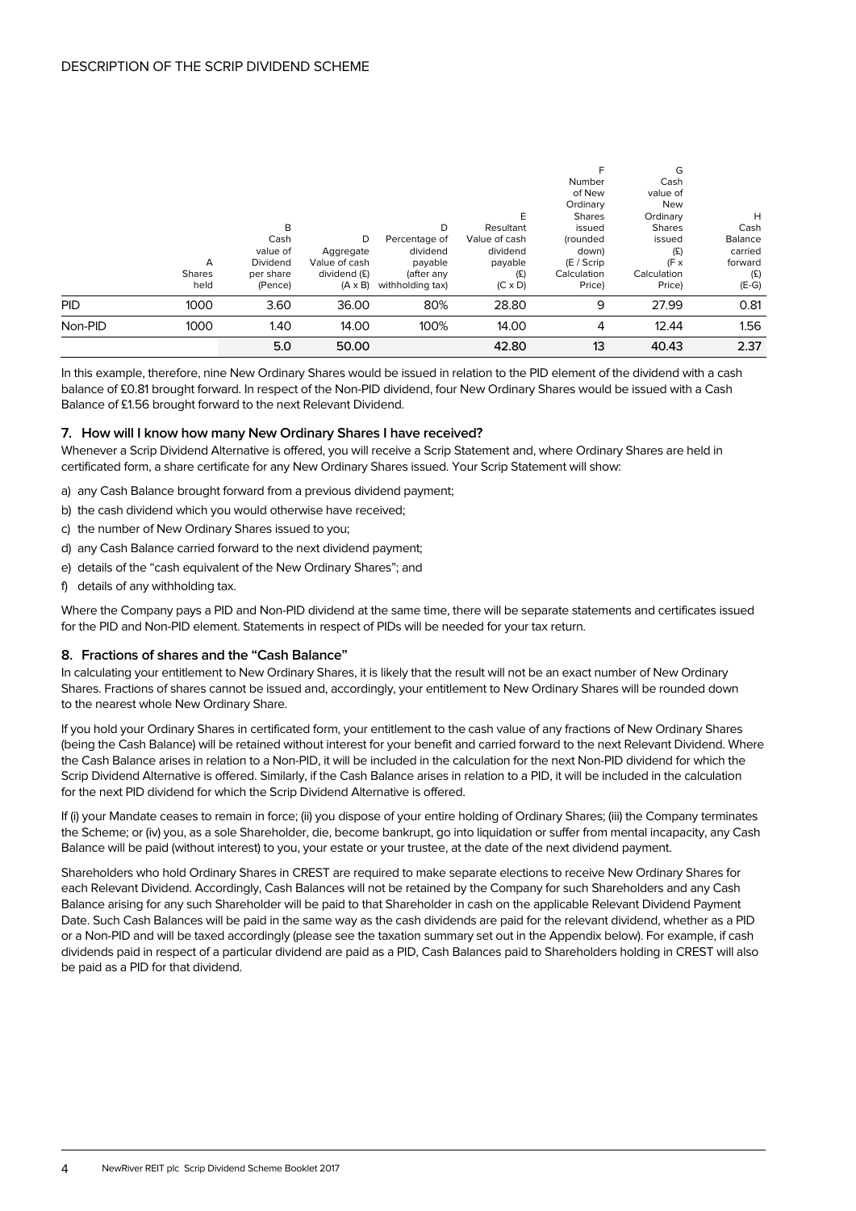|  | A Shares held | B Cash value of Dividend per share (Pence) | D Aggregate Value of cash dividend (£) (A x B) | D Percentage of dividend payable (after any withholding tax) | E Resultant Value of cash dividend payable (£) (C x D) | F Number of New Ordinary Shares issued (rounded down) (E / Scrip Calculation Price) | G Cash value of New Ordinary Shares issued (£) (F x Calculation Price) | H Cash Balance carried forward (£) (E-G) |
|---|---|---|---|---|---|---|---|---|
| PID | 1000 | 3.60 | 36.00 | 80% | 28.80 | 9 | 27.99 | 0.81 |
| Non-PID | 1000 | 1.40 | 14.00 | 100% | 14.00 | 4 | 12.44 | 1.56 |
|  |  | 5.0 | 50.00 |  | 42.80 | 13 | 40.43 | 2.37 |

In this example, therefore, nine New Ordinary Shares would be issued in relation to the PID element of the dividend with a cash balance of £0.81 brought forward. In respect of the Non-PID dividend, four New Ordinary Shares would be issued with a Cash Balance of £1.56 brought forward to the next Relevant Dividend.

### 7. How will I know how many New Ordinary Shares I have received?

Whenever a Scrip Dividend Alternative is offered, you will receive a Scrip Statement and, where Ordinary Shares are held in certificated form, a share certificate for any New Ordinary Shares issued. Your Scrip Statement will show:

a) any Cash Balance brought forward from a previous dividend payment;

b) the cash dividend which you would otherwise have received;

c) the number of New Ordinary Shares issued to you;

d) any Cash Balance carried forward to the next dividend payment;

e) details of the "cash equivalent of the New Ordinary Shares"; and

f) details of any withholding tax.

Where the Company pays a PID and Non-PID dividend at the same time, there will be separate statements and certificates issued for the PID and Non-PID element. Statements in respect of PIDs will be needed for your tax return.

### 8. Fractions of shares and the "Cash Balance"

In calculating your entitlement to New Ordinary Shares, it is likely that the result will not be an exact number of New Ordinary Shares. Fractions of shares cannot be issued and, accordingly, your entitlement to New Ordinary Shares will be rounded down to the nearest whole New Ordinary Share.

If you hold your Ordinary Shares in certificated form, your entitlement to the cash value of any fractions of New Ordinary Shares (being the Cash Balance) will be retained without interest for your benefit and carried forward to the next Relevant Dividend. Where the Cash Balance arises in relation to a Non-PID, it will be included in the calculation for the next Non-PID dividend for which the Scrip Dividend Alternative is offered. Similarly, if the Cash Balance arises in relation to a PID, it will be included in the calculation for the next PID dividend for which the Scrip Dividend Alternative is offered.

If (i) your Mandate ceases to remain in force; (ii) you dispose of your entire holding of Ordinary Shares; (iii) the Company terminates the Scheme; or (iv) you, as a sole Shareholder, die, become bankrupt, go into liquidation or suffer from mental incapacity, any Cash Balance will be paid (without interest) to you, your estate or your trustee, at the date of the next dividend payment.

Shareholders who hold Ordinary Shares in CREST are required to make separate elections to receive New Ordinary Shares for each Relevant Dividend. Accordingly, Cash Balances will not be retained by the Company for such Shareholders and any Cash Balance arising for any such Shareholder will be paid to that Shareholder in cash on the applicable Relevant Dividend Payment Date. Such Cash Balances will be paid in the same way as the cash dividends are paid for the relevant dividend, whether as a PID or a Non-PID and will be taxed accordingly (please see the taxation summary set out in the Appendix below). For example, if cash dividends paid in respect of a particular dividend are paid as a PID, Cash Balances paid to Shareholders holding in CREST will also be paid as a PID for that dividend.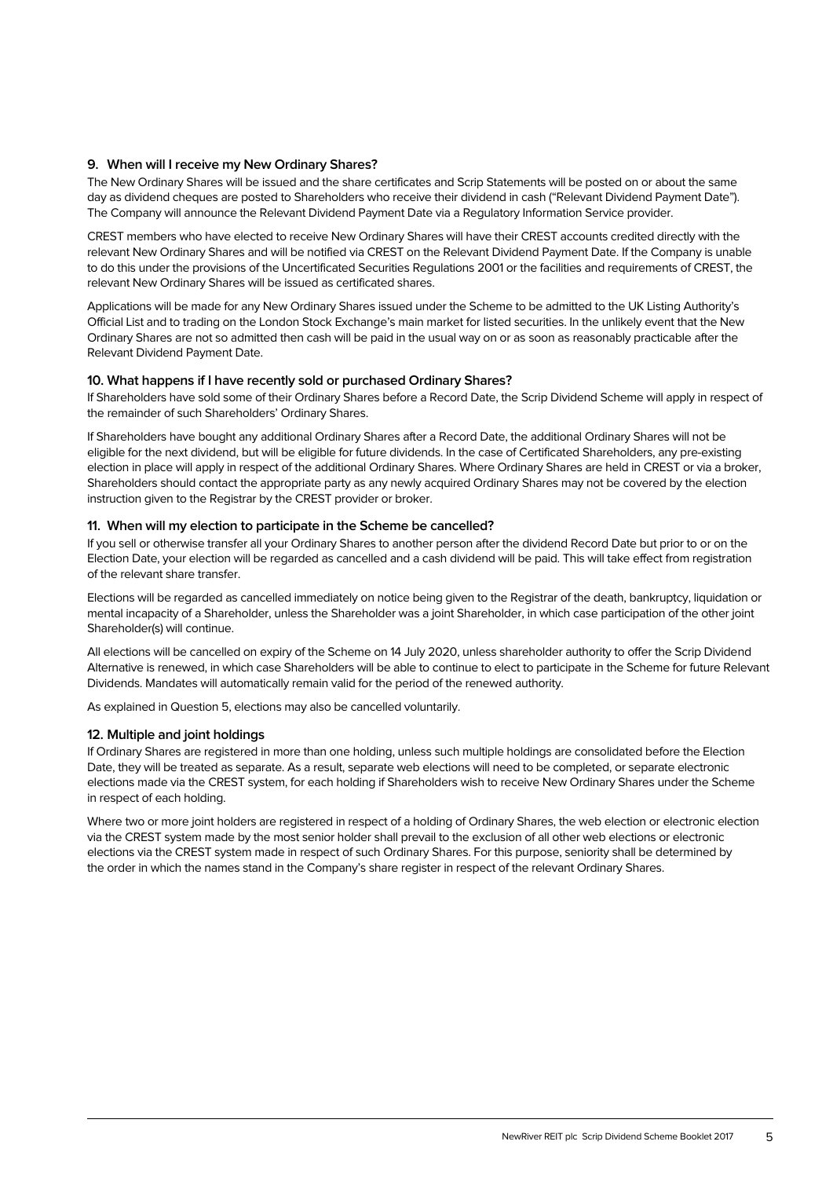### 9. When will I receive my New Ordinary Shares?

The New Ordinary Shares will be issued and the share certificates and Scrip Statements will be posted on or about the same day as dividend cheques are posted to Shareholders who receive their dividend in cash ("Relevant Dividend Payment Date"). The Company will announce the Relevant Dividend Payment Date via a Regulatory Information Service provider.

CREST members who have elected to receive New Ordinary Shares will have their CREST accounts credited directly with the relevant New Ordinary Shares and will be notified via CREST on the Relevant Dividend Payment Date. If the Company is unable to do this under the provisions of the Uncertificated Securities Regulations 2001 or the facilities and requirements of CREST, the relevant New Ordinary Shares will be issued as certificated shares.

Applications will be made for any New Ordinary Shares issued under the Scheme to be admitted to the UK Listing Authority's Official List and to trading on the London Stock Exchange's main market for listed securities. In the unlikely event that the New Ordinary Shares are not so admitted then cash will be paid in the usual way on or as soon as reasonably practicable after the Relevant Dividend Payment Date.

### 10. What happens if I have recently sold or purchased Ordinary Shares?

If Shareholders have sold some of their Ordinary Shares before a Record Date, the Scrip Dividend Scheme will apply in respect of the remainder of such Shareholders' Ordinary Shares.

If Shareholders have bought any additional Ordinary Shares after a Record Date, the additional Ordinary Shares will not be eligible for the next dividend, but will be eligible for future dividends. In the case of Certificated Shareholders, any pre-existing election in place will apply in respect of the additional Ordinary Shares. Where Ordinary Shares are held in CREST or via a broker, Shareholders should contact the appropriate party as any newly acquired Ordinary Shares may not be covered by the election instruction given to the Registrar by the CREST provider or broker.

### 11. When will my election to participate in the Scheme be cancelled?

If you sell or otherwise transfer all your Ordinary Shares to another person after the dividend Record Date but prior to or on the Election Date, your election will be regarded as cancelled and a cash dividend will be paid. This will take effect from registration of the relevant share transfer.

Elections will be regarded as cancelled immediately on notice being given to the Registrar of the death, bankruptcy, liquidation or mental incapacity of a Shareholder, unless the Shareholder was a joint Shareholder, in which case participation of the other joint Shareholder(s) will continue.

All elections will be cancelled on expiry of the Scheme on 14 July 2020, unless shareholder authority to offer the Scrip Dividend Alternative is renewed, in which case Shareholders will be able to continue to elect to participate in the Scheme for future Relevant Dividends. Mandates will automatically remain valid for the period of the renewed authority.

As explained in Question 5, elections may also be cancelled voluntarily.

### 12. Multiple and joint holdings

If Ordinary Shares are registered in more than one holding, unless such multiple holdings are consolidated before the Election Date, they will be treated as separate. As a result, separate web elections will need to be completed, or separate electronic elections made via the CREST system, for each holding if Shareholders wish to receive New Ordinary Shares under the Scheme in respect of each holding.

Where two or more joint holders are registered in respect of a holding of Ordinary Shares, the web election or electronic election via the CREST system made by the most senior holder shall prevail to the exclusion of all other web elections or electronic elections via the CREST system made in respect of such Ordinary Shares. For this purpose, seniority shall be determined by the order in which the names stand in the Company's share register in respect of the relevant Ordinary Shares.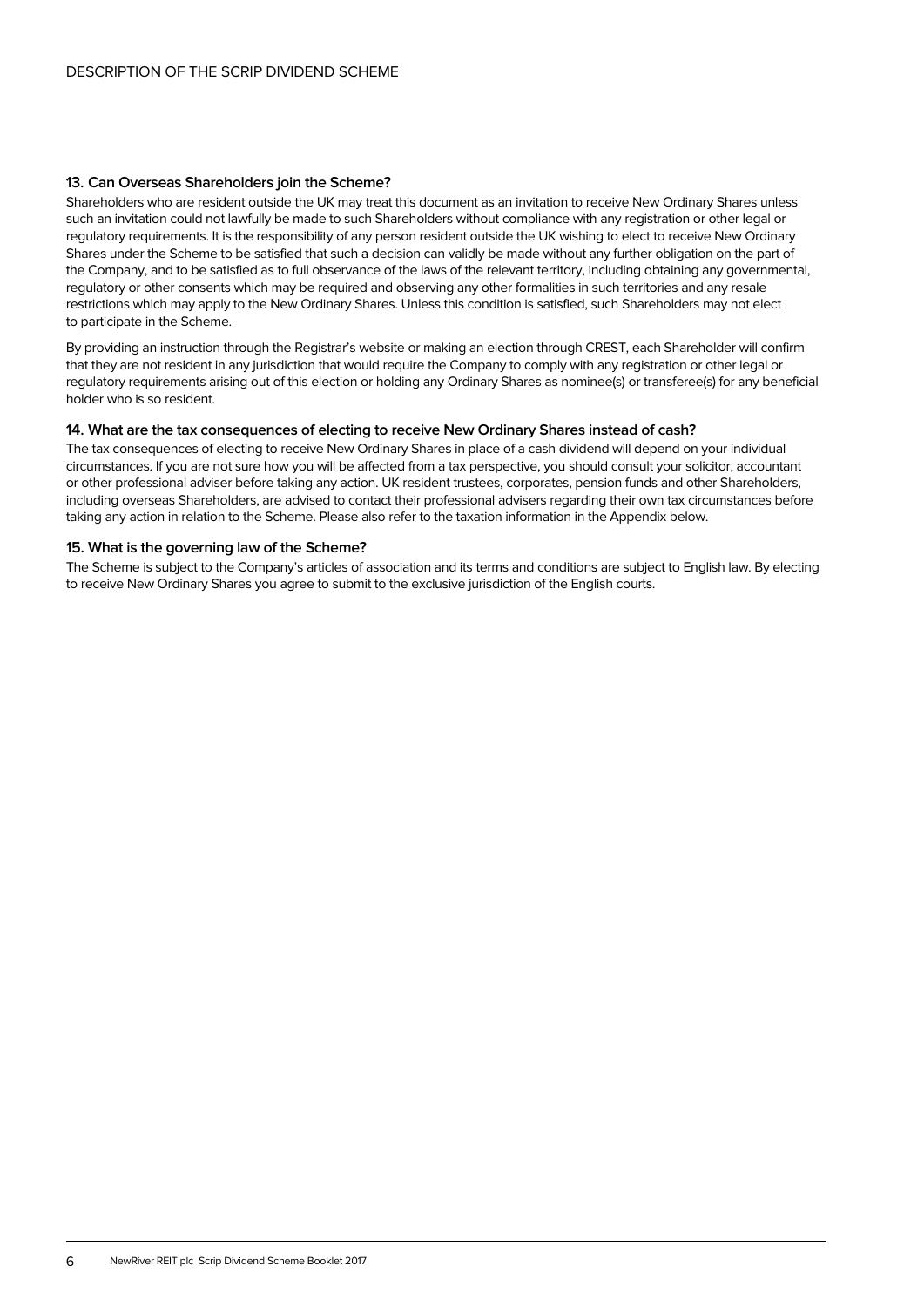### 13. Can Overseas Shareholders join the Scheme?

Shareholders who are resident outside the UK may treat this document as an invitation to receive New Ordinary Shares unless such an invitation could not lawfully be made to such Shareholders without compliance with any registration or other legal or regulatory requirements. It is the responsibility of any person resident outside the UK wishing to elect to receive New Ordinary Shares under the Scheme to be satisfied that such a decision can validly be made without any further obligation on the part of the Company, and to be satisfied as to full observance of the laws of the relevant territory, including obtaining any governmental, regulatory or other consents which may be required and observing any other formalities in such territories and any resale restrictions which may apply to the New Ordinary Shares. Unless this condition is satisfied, such Shareholders may not elect to participate in the Scheme.

By providing an instruction through the Registrar's website or making an election through CREST, each Shareholder will confirm that they are not resident in any jurisdiction that would require the Company to comply with any registration or other legal or regulatory requirements arising out of this election or holding any Ordinary Shares as nominee(s) or transferee(s) for any beneficial holder who is so resident.

### 14. What are the tax consequences of electing to receive New Ordinary Shares instead of cash?

The tax consequences of electing to receive New Ordinary Shares in place of a cash dividend will depend on your individual circumstances. If you are not sure how you will be affected from a tax perspective, you should consult your solicitor, accountant or other professional adviser before taking any action. UK resident trustees, corporates, pension funds and other Shareholders, including overseas Shareholders, are advised to contact their professional advisers regarding their own tax circumstances before taking any action in relation to the Scheme. Please also refer to the taxation information in the Appendix below.

### 15. What is the governing law of the Scheme?

The Scheme is subject to the Company's articles of association and its terms and conditions are subject to English law. By electing to receive New Ordinary Shares you agree to submit to the exclusive jurisdiction of the English courts.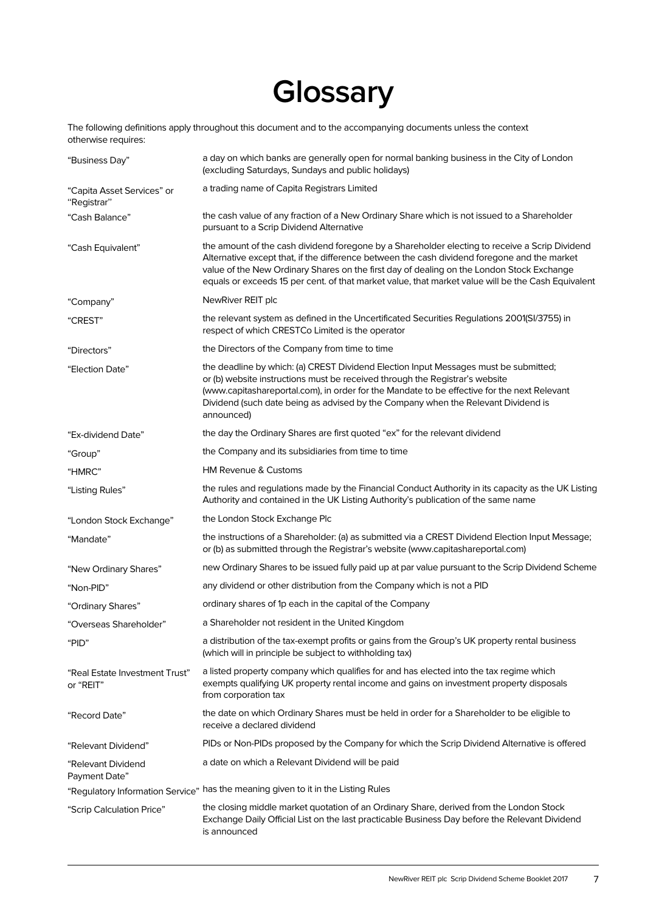# Glossary

The following definitions apply throughout this document and to the accompanying documents unless the context otherwise requires:

| | |
|---|---|
| "Business Day" | a day on which banks are generally open for normal banking business in the City of London (excluding Saturdays, Sundays and public holidays) |
| "Capita Asset Services" or "Registrar" | a trading name of Capita Registrars Limited |
| "Cash Balance" | the cash value of any fraction of a New Ordinary Share which is not issued to a Shareholder pursuant to a Scrip Dividend Alternative |
| "Cash Equivalent" | the amount of the cash dividend foregone by a Shareholder electing to receive a Scrip Dividend Alternative except that, if the difference between the cash dividend foregone and the market value of the New Ordinary Shares on the first day of dealing on the London Stock Exchange equals or exceeds 15 per cent. of that market value, that market value will be the Cash Equivalent |
| "Company" | NewRiver REIT plc |
| "CREST" | the relevant system as defined in the Uncertificated Securities Regulations 2001(SI/3755) in respect of which CRESTCo Limited is the operator |
| "Directors" | the Directors of the Company from time to time |
| "Election Date" | the deadline by which: (a) CREST Dividend Election Input Messages must be submitted; or (b) website instructions must be received through the Registrar's website (www.capitashareportal.com), in order for the Mandate to be effective for the next Relevant Dividend (such date being as advised by the Company when the Relevant Dividend is announced) |
| "Ex-dividend Date" | the day the Ordinary Shares are first quoted "ex" for the relevant dividend |
| "Group" | the Company and its subsidiaries from time to time |
| "HMRC" | HM Revenue & Customs |
| "Listing Rules" | the rules and regulations made by the Financial Conduct Authority in its capacity as the UK Listing Authority and contained in the UK Listing Authority's publication of the same name |
| "London Stock Exchange" | the London Stock Exchange Plc |
| "Mandate" | the instructions of a Shareholder: (a) as submitted via a CREST Dividend Election Input Message; or (b) as submitted through the Registrar's website (www.capitashareportal.com) |
| "New Ordinary Shares" | new Ordinary Shares to be issued fully paid up at par value pursuant to the Scrip Dividend Scheme |
| "Non-PID" | any dividend or other distribution from the Company which is not a PID |
| "Ordinary Shares" | ordinary shares of 1p each in the capital of the Company |
| "Overseas Shareholder" | a Shareholder not resident in the United Kingdom |
| "PID" | a distribution of the tax-exempt profits or gains from the Group's UK property rental business (which will in principle be subject to withholding tax) |
| "Real Estate Investment Trust" or "REIT" | a listed property company which qualifies for and has elected into the tax regime which exempts qualifying UK property rental income and gains on investment property disposals from corporation tax |
| "Record Date" | the date on which Ordinary Shares must be held in order for a Shareholder to be eligible to receive a declared dividend |
| "Relevant Dividend" | PIDs or Non-PIDs proposed by the Company for which the Scrip Dividend Alternative is offered |
| "Relevant Dividend Payment Date" | a date on which a Relevant Dividend will be paid |
| "Regulatory Information Service" | has the meaning given to it in the Listing Rules |
| "Scrip Calculation Price" | the closing middle market quotation of an Ordinary Share, derived from the London Stock Exchange Daily Official List on the last practicable Business Day before the Relevant Dividend is announced |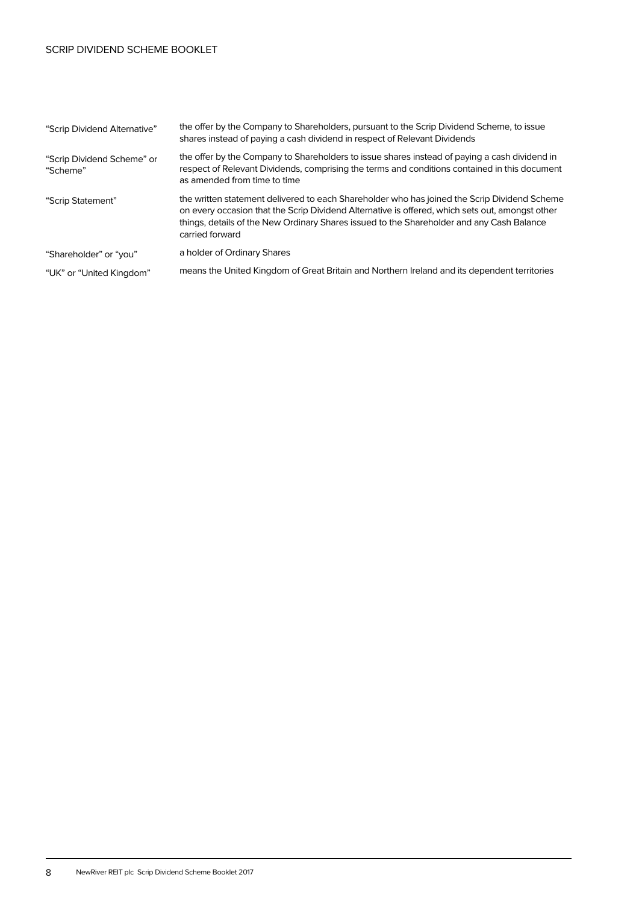| | |
|---|---|
| “Scrip Dividend Alternative” | the offer by the Company to Shareholders, pursuant to the Scrip Dividend Scheme, to issue shares instead of paying a cash dividend in respect of Relevant Dividends |
| “Scrip Dividend Scheme” or “Scheme” | the offer by the Company to Shareholders to issue shares instead of paying a cash dividend in respect of Relevant Dividends, comprising the terms and conditions contained in this document as amended from time to time |
| “Scrip Statement” | the written statement delivered to each Shareholder who has joined the Scrip Dividend Scheme on every occasion that the Scrip Dividend Alternative is offered, which sets out, amongst other things, details of the New Ordinary Shares issued to the Shareholder and any Cash Balance carried forward |
| “Shareholder” or “you” | a holder of Ordinary Shares |
| “UK” or “United Kingdom” | means the United Kingdom of Great Britain and Northern Ireland and its dependent territories |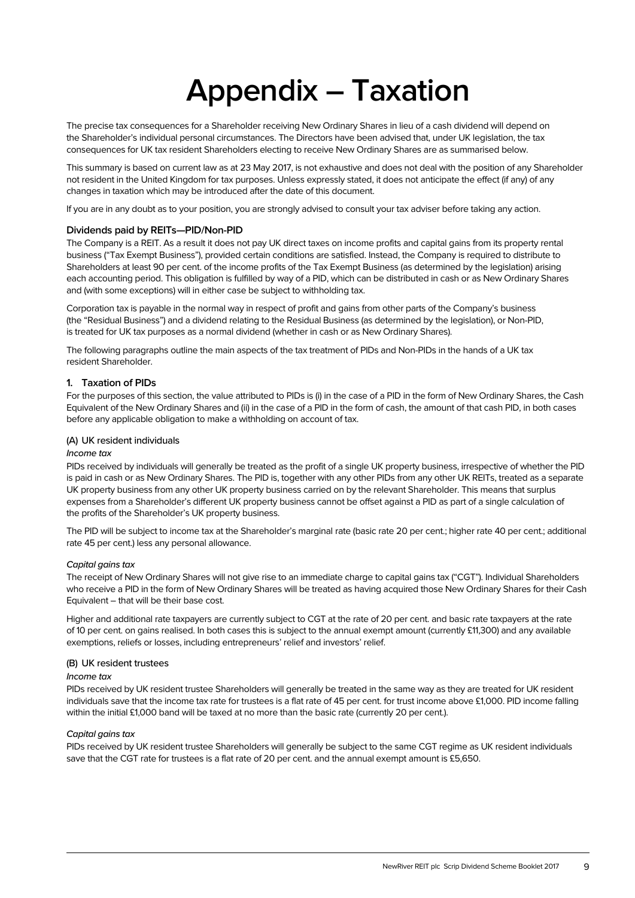# Appendix – Taxation

The precise tax consequences for a Shareholder receiving New Ordinary Shares in lieu of a cash dividend will depend on the Shareholder's individual personal circumstances. The Directors have been advised that, under UK legislation, the tax consequences for UK tax resident Shareholders electing to receive New Ordinary Shares are as summarised below.

This summary is based on current law as at 23 May 2017, is not exhaustive and does not deal with the position of any Shareholder not resident in the United Kingdom for tax purposes. Unless expressly stated, it does not anticipate the effect (if any) of any changes in taxation which may be introduced after the date of this document.

If you are in any doubt as to your position, you are strongly advised to consult your tax adviser before taking any action.

### Dividends paid by REITs—PID/Non-PID

The Company is a REIT. As a result it does not pay UK direct taxes on income profits and capital gains from its property rental business ("Tax Exempt Business"), provided certain conditions are satisfied. Instead, the Company is required to distribute to Shareholders at least 90 per cent. of the income profits of the Tax Exempt Business (as determined by the legislation) arising each accounting period. This obligation is fulfilled by way of a PID, which can be distributed in cash or as New Ordinary Shares and (with some exceptions) will in either case be subject to withholding tax.

Corporation tax is payable in the normal way in respect of profit and gains from other parts of the Company's business (the "Residual Business") and a dividend relating to the Residual Business (as determined by the legislation), or Non-PID, is treated for UK tax purposes as a normal dividend (whether in cash or as New Ordinary Shares).

The following paragraphs outline the main aspects of the tax treatment of PIDs and Non-PIDs in the hands of a UK tax resident Shareholder.

### 1. Taxation of PIDs

For the purposes of this section, the value attributed to PIDs is (i) in the case of a PID in the form of New Ordinary Shares, the Cash Equivalent of the New Ordinary Shares and (ii) in the case of a PID in the form of cash, the amount of that cash PID, in both cases before any applicable obligation to make a withholding on account of tax.

#### (A) UK resident individuals

*Income tax*

PIDs received by individuals will generally be treated as the profit of a single UK property business, irrespective of whether the PID is paid in cash or as New Ordinary Shares. The PID is, together with any other PIDs from any other UK REITs, treated as a separate UK property business from any other UK property business carried on by the relevant Shareholder. This means that surplus expenses from a Shareholder's different UK property business cannot be offset against a PID as part of a single calculation of the profits of the Shareholder's UK property business.

The PID will be subject to income tax at the Shareholder's marginal rate (basic rate 20 per cent.; higher rate 40 per cent.; additional rate 45 per cent.) less any personal allowance.

*Capital gains tax*

The receipt of New Ordinary Shares will not give rise to an immediate charge to capital gains tax ("CGT"). Individual Shareholders who receive a PID in the form of New Ordinary Shares will be treated as having acquired those New Ordinary Shares for their Cash Equivalent – that will be their base cost.

Higher and additional rate taxpayers are currently subject to CGT at the rate of 20 per cent. and basic rate taxpayers at the rate of 10 per cent. on gains realised. In both cases this is subject to the annual exempt amount (currently £11,300) and any available exemptions, reliefs or losses, including entrepreneurs' relief and investors' relief.

#### (B) UK resident trustees

*Income tax*

PIDs received by UK resident trustee Shareholders will generally be treated in the same way as they are treated for UK resident individuals save that the income tax rate for trustees is a flat rate of 45 per cent. for trust income above £1,000. PID income falling within the initial £1,000 band will be taxed at no more than the basic rate (currently 20 per cent.).

*Capital gains tax*

PIDs received by UK resident trustee Shareholders will generally be subject to the same CGT regime as UK resident individuals save that the CGT rate for trustees is a flat rate of 20 per cent. and the annual exempt amount is £5,650.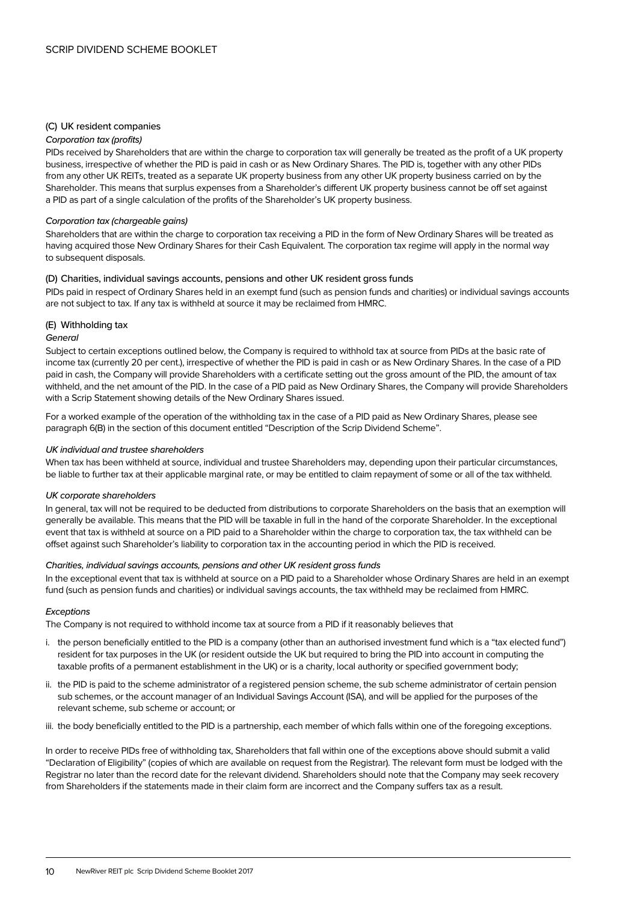### (C) UK resident companies

*Corporation tax (profits)*

PIDs received by Shareholders that are within the charge to corporation tax will generally be treated as the profit of a UK property business, irrespective of whether the PID is paid in cash or as New Ordinary Shares. The PID is, together with any other PIDs from any other UK REITs, treated as a separate UK property business from any other UK property business carried on by the Shareholder. This means that surplus expenses from a Shareholder's different UK property business cannot be off set against a PID as part of a single calculation of the profits of the Shareholder's UK property business.

*Corporation tax (chargeable gains)*

Shareholders that are within the charge to corporation tax receiving a PID in the form of New Ordinary Shares will be treated as having acquired those New Ordinary Shares for their Cash Equivalent. The corporation tax regime will apply in the normal way to subsequent disposals.

### (D) Charities, individual savings accounts, pensions and other UK resident gross funds

PIDs paid in respect of Ordinary Shares held in an exempt fund (such as pension funds and charities) or individual savings accounts are not subject to tax. If any tax is withheld at source it may be reclaimed from HMRC.

### (E) Withholding tax

*General*

Subject to certain exceptions outlined below, the Company is required to withhold tax at source from PIDs at the basic rate of income tax (currently 20 per cent.), irrespective of whether the PID is paid in cash or as New Ordinary Shares. In the case of a PID paid in cash, the Company will provide Shareholders with a certificate setting out the gross amount of the PID, the amount of tax withheld, and the net amount of the PID. In the case of a PID paid as New Ordinary Shares, the Company will provide Shareholders with a Scrip Statement showing details of the New Ordinary Shares issued.

For a worked example of the operation of the withholding tax in the case of a PID paid as New Ordinary Shares, please see paragraph 6(B) in the section of this document entitled "Description of the Scrip Dividend Scheme".

*UK individual and trustee shareholders*

When tax has been withheld at source, individual and trustee Shareholders may, depending upon their particular circumstances, be liable to further tax at their applicable marginal rate, or may be entitled to claim repayment of some or all of the tax withheld.

*UK corporate shareholders*

In general, tax will not be required to be deducted from distributions to corporate Shareholders on the basis that an exemption will generally be available. This means that the PID will be taxable in full in the hand of the corporate Shareholder. In the exceptional event that tax is withheld at source on a PID paid to a Shareholder within the charge to corporation tax, the tax withheld can be offset against such Shareholder's liability to corporation tax in the accounting period in which the PID is received.

*Charities, individual savings accounts, pensions and other UK resident gross funds*

In the exceptional event that tax is withheld at source on a PID paid to a Shareholder whose Ordinary Shares are held in an exempt fund (such as pension funds and charities) or individual savings accounts, the tax withheld may be reclaimed from HMRC.

*Exceptions*

The Company is not required to withhold income tax at source from a PID if it reasonably believes that

i. the person beneficially entitled to the PID is a company (other than an authorised investment fund which is a "tax elected fund") resident for tax purposes in the UK (or resident outside the UK but required to bring the PID into account in computing the taxable profits of a permanent establishment in the UK) or is a charity, local authority or specified government body;

ii. the PID is paid to the scheme administrator of a registered pension scheme, the sub scheme administrator of certain pension sub schemes, or the account manager of an Individual Savings Account (ISA), and will be applied for the purposes of the relevant scheme, sub scheme or account; or

iii. the body beneficially entitled to the PID is a partnership, each member of which falls within one of the foregoing exceptions.

In order to receive PIDs free of withholding tax, Shareholders that fall within one of the exceptions above should submit a valid "Declaration of Eligibility" (copies of which are available on request from the Registrar). The relevant form must be lodged with the Registrar no later than the record date for the relevant dividend. Shareholders should note that the Company may seek recovery from Shareholders if the statements made in their claim form are incorrect and the Company suffers tax as a result.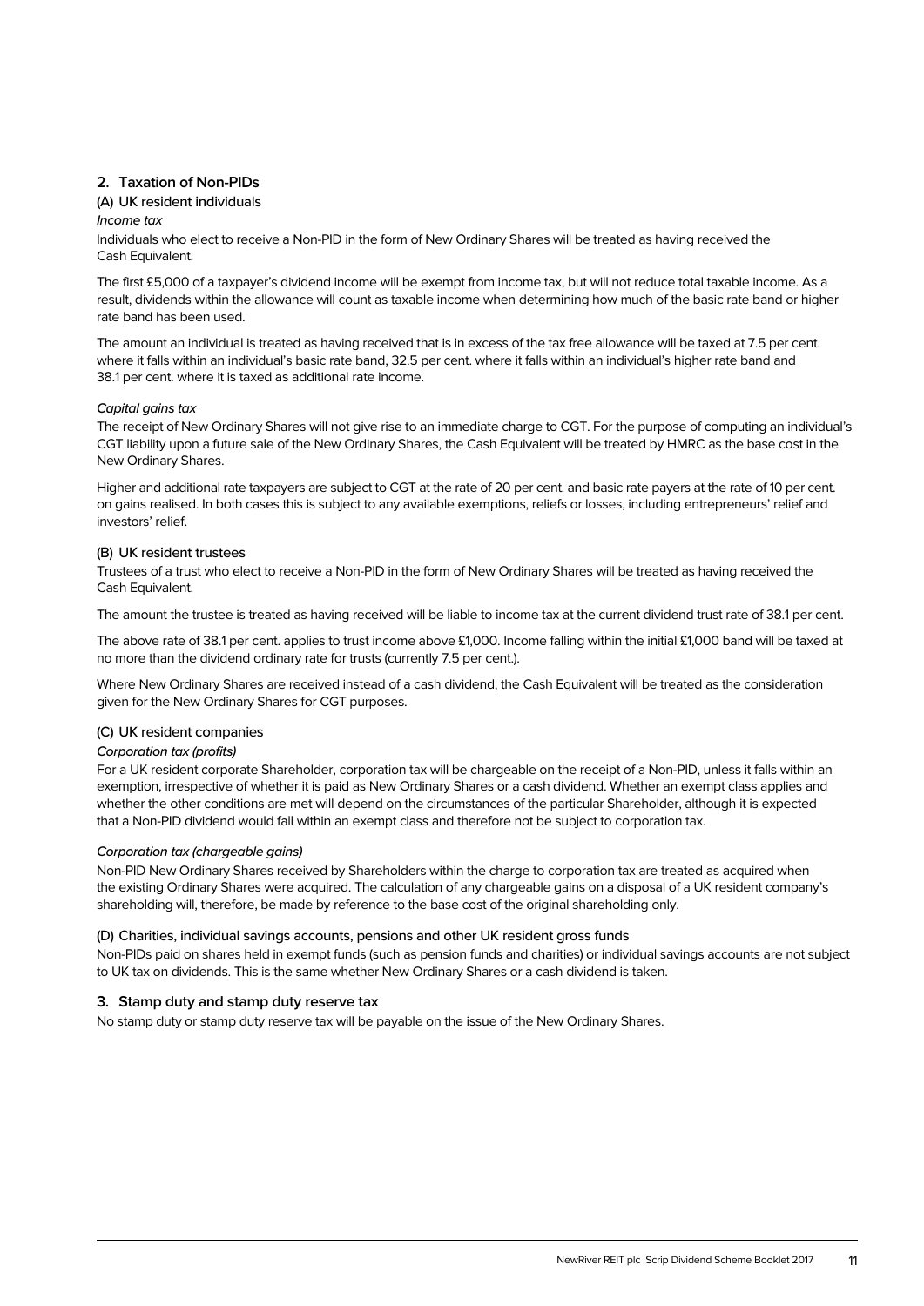## 2. Taxation of Non-PIDs

### (A) UK resident individuals

*Income tax*

Individuals who elect to receive a Non-PID in the form of New Ordinary Shares will be treated as having received the Cash Equivalent.

The first £5,000 of a taxpayer's dividend income will be exempt from income tax, but will not reduce total taxable income. As a result, dividends within the allowance will count as taxable income when determining how much of the basic rate band or higher rate band has been used.

The amount an individual is treated as having received that is in excess of the tax free allowance will be taxed at 7.5 per cent. where it falls within an individual's basic rate band, 32.5 per cent. where it falls within an individual's higher rate band and 38.1 per cent. where it is taxed as additional rate income.

*Capital gains tax*

The receipt of New Ordinary Shares will not give rise to an immediate charge to CGT. For the purpose of computing an individual's CGT liability upon a future sale of the New Ordinary Shares, the Cash Equivalent will be treated by HMRC as the base cost in the New Ordinary Shares.

Higher and additional rate taxpayers are subject to CGT at the rate of 20 per cent. and basic rate payers at the rate of 10 per cent. on gains realised. In both cases this is subject to any available exemptions, reliefs or losses, including entrepreneurs' relief and investors' relief.

### (B) UK resident trustees

Trustees of a trust who elect to receive a Non-PID in the form of New Ordinary Shares will be treated as having received the Cash Equivalent.

The amount the trustee is treated as having received will be liable to income tax at the current dividend trust rate of 38.1 per cent.

The above rate of 38.1 per cent. applies to trust income above £1,000. Income falling within the initial £1,000 band will be taxed at no more than the dividend ordinary rate for trusts (currently 7.5 per cent.).

Where New Ordinary Shares are received instead of a cash dividend, the Cash Equivalent will be treated as the consideration given for the New Ordinary Shares for CGT purposes.

### (C) UK resident companies

*Corporation tax (profits)*

For a UK resident corporate Shareholder, corporation tax will be chargeable on the receipt of a Non-PID, unless it falls within an exemption, irrespective of whether it is paid as New Ordinary Shares or a cash dividend. Whether an exempt class applies and whether the other conditions are met will depend on the circumstances of the particular Shareholder, although it is expected that a Non-PID dividend would fall within an exempt class and therefore not be subject to corporation tax.

*Corporation tax (chargeable gains)*

Non-PID New Ordinary Shares received by Shareholders within the charge to corporation tax are treated as acquired when the existing Ordinary Shares were acquired. The calculation of any chargeable gains on a disposal of a UK resident company's shareholding will, therefore, be made by reference to the base cost of the original shareholding only.

### (D) Charities, individual savings accounts, pensions and other UK resident gross funds

Non-PIDs paid on shares held in exempt funds (such as pension funds and charities) or individual savings accounts are not subject to UK tax on dividends. This is the same whether New Ordinary Shares or a cash dividend is taken.

## 3. Stamp duty and stamp duty reserve tax

No stamp duty or stamp duty reserve tax will be payable on the issue of the New Ordinary Shares.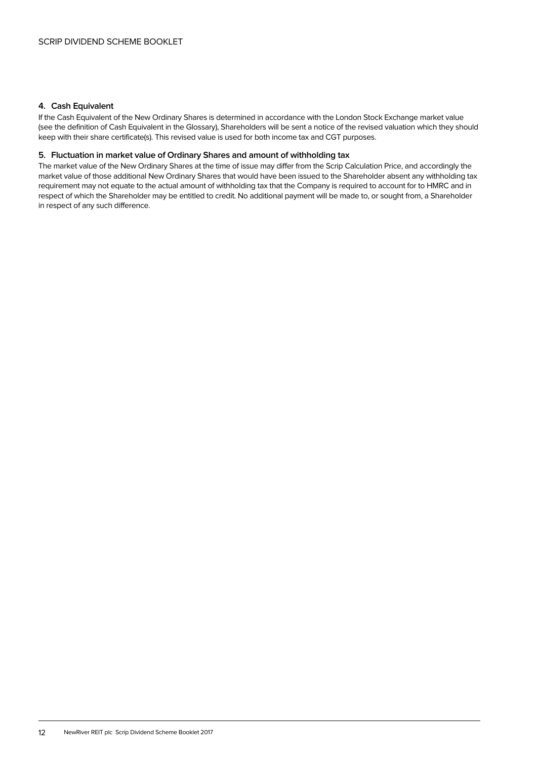#### 4. Cash Equivalent

If the Cash Equivalent of the New Ordinary Shares is determined in accordance with the London Stock Exchange market value (see the definition of Cash Equivalent in the Glossary), Shareholders will be sent a notice of the revised valuation which they should keep with their share certificate(s). This revised value is used for both income tax and CGT purposes.

#### 5. Fluctuation in market value of Ordinary Shares and amount of withholding tax

The market value of the New Ordinary Shares at the time of issue may differ from the Scrip Calculation Price, and accordingly the market value of those additional New Ordinary Shares that would have been issued to the Shareholder absent any withholding tax requirement may not equate to the actual amount of withholding tax that the Company is required to account for to HMRC and in respect of which the Shareholder may be entitled to credit. No additional payment will be made to, or sought from, a Shareholder in respect of any such difference.